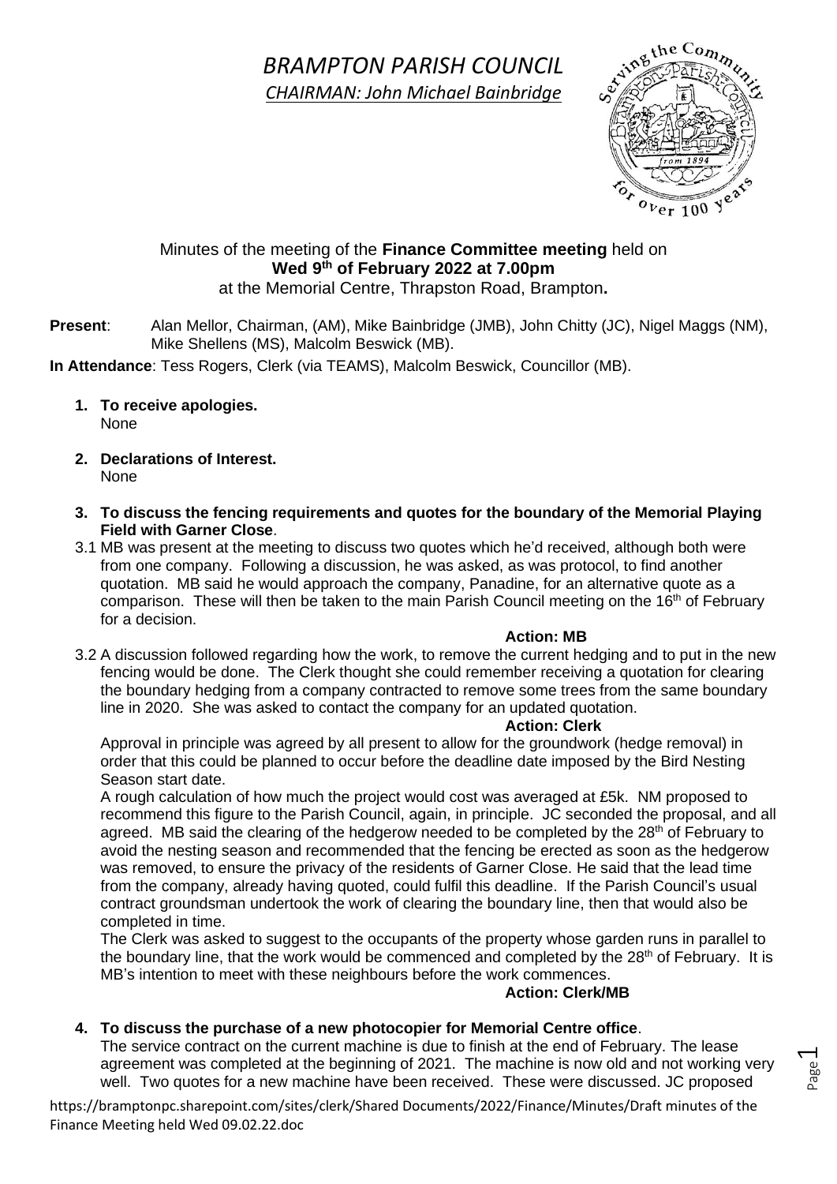# *BRAMPTON PARISH COUNCIL*

*CHAIRMAN: John Michael Bainbridge*

Minutes of the meeting of the **Finance Committee meeting** held on **Wed 9th of February 2022 at 7.00pm** at the Memorial Centre, Thrapston Road, Brampton**.**

**Present**: Alan Mellor, Chairman, (AM), Mike Bainbridge (JMB), John Chitty (JC), Nigel Maggs (NM), Mike Shellens (MS), Malcolm Beswick (MB).

**In Attendance**: Tess Rogers, Clerk (via TEAMS), Malcolm Beswick, Councillor (MB).

1. **To receive apologies.**
   None

2. **Declarations of Interest.**
   None

3. **To discuss the fencing requirements and quotes for the boundary of the Memorial Playing Field with Garner Close**.

3.1 MB was present at the meeting to discuss two quotes which he'd received, although both were from one company. Following a discussion, he was asked, as was protocol, to find another quotation. MB said he would approach the company, Panadine, for an alternative quote as a comparison. These will then be taken to the main Parish Council meeting on the 16th of February for a decision.

**Action: MB**

3.2 A discussion followed regarding how the work, to remove the current hedging and to put in the new fencing would be done. The Clerk thought she could remember receiving a quotation for clearing the boundary hedging from a company contracted to remove some trees from the same boundary line in 2020. She was asked to contact the company for an updated quotation.

**Action: Clerk**

Approval in principle was agreed by all present to allow for the groundwork (hedge removal) in order that this could be planned to occur before the deadline date imposed by the Bird Nesting Season start date.

A rough calculation of how much the project would cost was averaged at £5k. NM proposed to recommend this figure to the Parish Council, again, in principle. JC seconded the proposal, and all agreed. MB said the clearing of the hedgerow needed to be completed by the 28th of February to avoid the nesting season and recommended that the fencing be erected as soon as the hedgerow was removed, to ensure the privacy of the residents of Garner Close. He said that the lead time from the company, already having quoted, could fulfil this deadline. If the Parish Council's usual contract groundsman undertook the work of clearing the boundary line, then that would also be completed in time.

The Clerk was asked to suggest to the occupants of the property whose garden runs in parallel to the boundary line, that the work would be commenced and completed by the 28th of February. It is MB's intention to meet with these neighbours before the work commences.

**Action: Clerk/MB**

4. **To discuss the purchase of a new photocopier for Memorial Centre office**.
   The service contract on the current machine is due to finish at the end of February. The lease agreement was completed at the beginning of 2021. The machine is now old and not working very well. Two quotes for a new machine have been received. These were discussed. JC proposed

https://bramptonpc.sharepoint.com/sites/clerk/Shared Documents/2022/Finance/Minutes/Draft minutes of the Finance Meeting held Wed 09.02.22.doc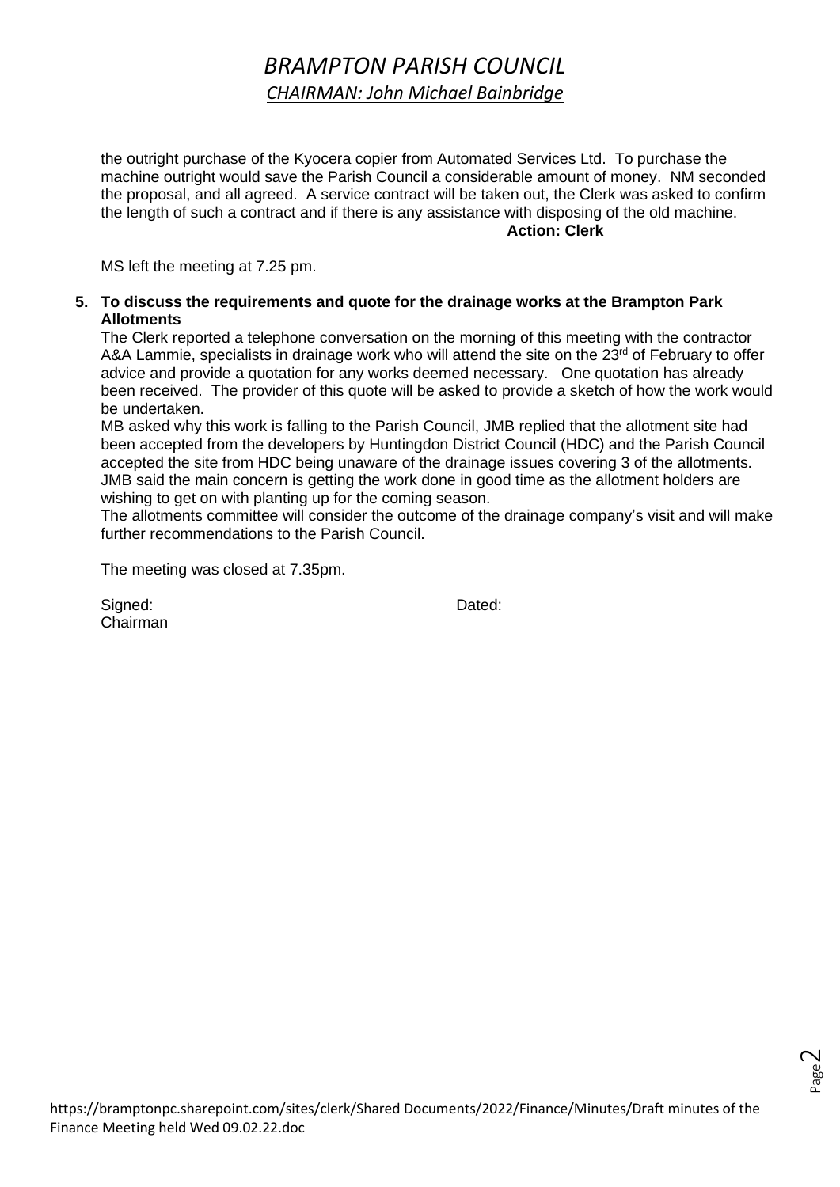the outright purchase of the Kyocera copier from Automated Services Ltd. To purchase the machine outright would save the Parish Council a considerable amount of money. NM seconded the proposal, and all agreed. A service contract will be taken out, the Clerk was asked to confirm the length of such a contract and if there is any assistance with disposing of the old machine.

**Action: Clerk**

MS left the meeting at 7.25 pm.

**5. To discuss the requirements and quote for the drainage works at the Brampton Park Allotments**

The Clerk reported a telephone conversation on the morning of this meeting with the contractor A&A Lammie, specialists in drainage work who will attend the site on the 23rd of February to offer advice and provide a quotation for any works deemed necessary. One quotation has already been received. The provider of this quote will be asked to provide a sketch of how the work would be undertaken.

MB asked why this work is falling to the Parish Council, JMB replied that the allotment site had been accepted from the developers by Huntingdon District Council (HDC) and the Parish Council accepted the site from HDC being unaware of the drainage issues covering 3 of the allotments. JMB said the main concern is getting the work done in good time as the allotment holders are wishing to get on with planting up for the coming season.

The allotments committee will consider the outcome of the drainage company's visit and will make further recommendations to the Parish Council.

The meeting was closed at 7.35pm.

Signed: Dated:
Chairman